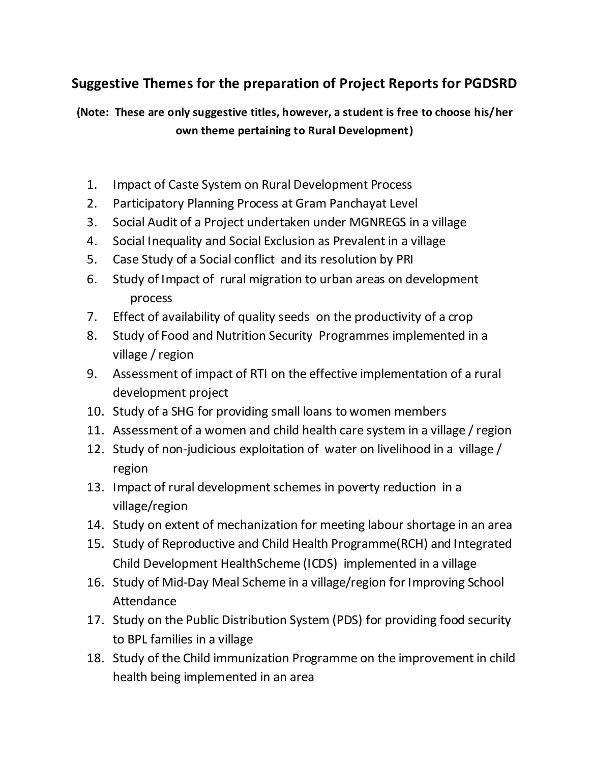## Suggestive Themes for the preparation of Project Reports for PGDSRD

**(Note: These are only suggestive titles, however, a student is free to choose his/her own theme pertaining to Rural Development)**

1. Impact of Caste System on Rural Development Process
2. Participatory Planning Process at Gram Panchayat Level
3. Social Audit of a Project undertaken under MGNREGS in a village
4. Social Inequality and Social Exclusion as Prevalent in a village
5. Case Study of a Social conflict and its resolution by PRI
6. Study of Impact of rural migration to urban areas on development process
7. Effect of availability of quality seeds on the productivity of a crop
8. Study of Food and Nutrition Security Programmes implemented in a village / region
9. Assessment of impact of RTI on the effective implementation of a rural development project
10. Study of a SHG for providing small loans to women members
11. Assessment of a women and child health care system in a village / region
12. Study of non-judicious exploitation of water on livelihood in a village / region
13. Impact of rural development schemes in poverty reduction in a village/region
14. Study on extent of mechanization for meeting labour shortage in an area
15. Study of Reproductive and Child Health Programme(RCH) and Integrated Child Development HealthScheme (ICDS) implemented in a village
16. Study of Mid-Day Meal Scheme in a village/region for Improving School Attendance
17. Study on the Public Distribution System (PDS) for providing food security to BPL families in a village
18. Study of the Child immunization Programme on the improvement in child health being implemented in an area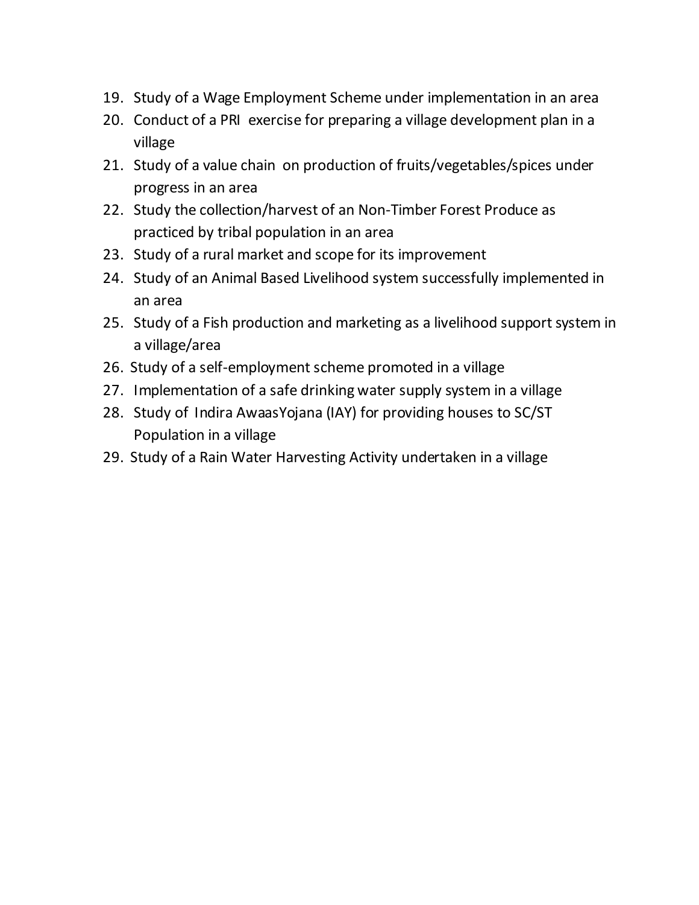19. Study of a Wage Employment Scheme under implementation in an area
20. Conduct of a PRI exercise for preparing a village development plan in a village
21. Study of a value chain on production of fruits/vegetables/spices under progress in an area
22. Study the collection/harvest of an Non-Timber Forest Produce as practiced by tribal population in an area
23. Study of a rural market and scope for its improvement
24. Study of an Animal Based Livelihood system successfully implemented in an area
25. Study of a Fish production and marketing as a livelihood support system in a village/area
26. Study of a self-employment scheme promoted in a village
27. Implementation of a safe drinking water supply system in a village
28. Study of Indira AwaasYojana (IAY) for providing houses to SC/ST Population in a village
29. Study of a Rain Water Harvesting Activity undertaken in a village